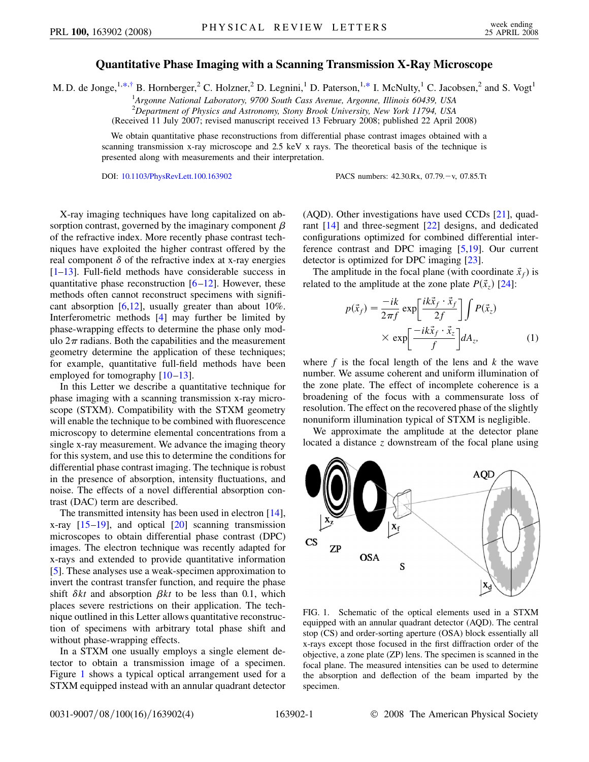# Quantitative Phase Imaging with a Scanning Transmission X-Ray Microscope

M. D. de Jonge,[1,*,†] B. Hornberger,[2] C. Holzner,[2] D. Legnini,[1] D. Paterson,[1,*] I. McNulty,[1] C. Jacobsen,[2] and S. Vogt[1]

[1]Argonne National Laboratory, 9700 South Cass Avenue, Argonne, Illinois 60439, USA
[2]Department of Physics and Astronomy, Stony Brook University, New York 11794, USA

(Received 11 July 2007; revised manuscript received 13 February 2008; published 22 April 2008)

We obtain quantitative phase reconstructions from differential phase contrast images obtained with a scanning transmission x-ray microscope and 2.5 keV x rays. The theoretical basis of the technique is presented along with measurements and their interpretation.

DOI: 10.1103/PhysRevLett.100.163902 PACS numbers: 42.30.Rx, 07.79.−v, 07.85.Tt

X-ray imaging techniques have long capitalized on absorption contrast, governed by the imaginary component $\beta$ of the refractive index. More recently phase contrast techniques have exploited the higher contrast offered by the real component $\delta$ of the refractive index at x-ray energies [1–13]. Full-field methods have considerable success in quantitative phase reconstruction [6–12]. However, these methods often cannot reconstruct specimens with significant absorption [6,12], usually greater than about 10%. Interferometric methods [4] may further be limited by phase-wrapping effects to determine the phase only modulo $2\pi$ radians. Both the capabilities and the measurement geometry determine the application of these techniques; for example, quantitative full-field methods have been employed for tomography [10–13].

In this Letter we describe a quantitative technique for phase imaging with a scanning transmission x-ray microscope (STXM). Compatibility with the STXM geometry will enable the technique to be combined with fluorescence microscopy to determine elemental concentrations from a single x-ray measurement. We advance the imaging theory for this system, and use this to determine the conditions for differential phase contrast imaging. The technique is robust in the presence of absorption, intensity fluctuations, and noise. The effects of a novel differential absorption contrast (DAC) term are described.

The transmitted intensity has been used in electron [14], x-ray [15–19], and optical [20] scanning transmission microscopes to obtain differential phase contrast (DPC) images. The electron technique was recently adapted for x-rays and extended to provide quantitative information [5]. These analyses use a weak-specimen approximation to invert the contrast transfer function, and require the phase shift $\delta kt$ and absorption $\beta kt$ to be less than 0.1, which places severe restrictions on their application. The technique outlined in this Letter allows quantitative reconstruction of specimens with arbitrary total phase shift and without phase-wrapping effects.

In a STXM one usually employs a single element detector to obtain a transmission image of a specimen. Figure 1 shows a typical optical arrangement used for a STXM equipped instead with an annular quadrant detector (AQD). Other investigations have used CCDs [21], quadrant [14] and three-segment [22] designs, and dedicated configurations optimized for combined differential interference contrast and DPC imaging [5,19]. Our current detector is optimized for DPC imaging [23].

The amplitude in the focal plane (with coordinate $\vec{x}_f$) is related to the amplitude at the zone plate $P(\vec{x}_z)$ [24]:

$$p(\vec{x}_f) = \frac{-ik}{2\pi f} \exp\left[\frac{ik\vec{x}_f \cdot \vec{x}_f}{2f}\right] \int P(\vec{x}_z) \times \exp\left[\frac{-ik\vec{x}_f \cdot \vec{x}_z}{f}\right] dA_z, \tag{1}$$

where $f$ is the focal length of the lens and $k$ the wave number. We assume coherent and uniform illumination of the zone plate. The effect of incomplete coherence is a broadening of the focus with a commensurate loss of resolution. The effect on the recovered phase of the slightly nonuniform illumination typical of STXM is negligible.

We approximate the amplitude at the detector plane located a distance $z$ downstream of the focal plane using

FIG. 1. Schematic of the optical elements used in a STXM equipped with an annular quadrant detector (AQD). The central stop (CS) and order-sorting aperture (OSA) block essentially all x-rays except those focused in the first diffraction order of the objective, a zone plate (ZP) lens. The specimen is scanned in the focal plane. The measured intensities can be used to determine the absorption and deflection of the beam imparted by the specimen.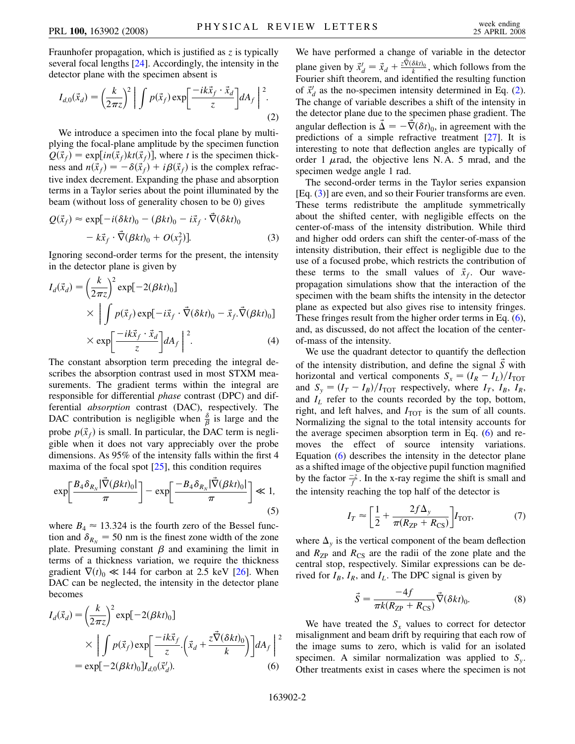Fraunhofer propagation, which is justified as $z$ is typically several focal lengths [24]. Accordingly, the intensity in the detector plane with the specimen absent is

$$I_{d,0}(\vec{x}_d) = \left(\frac{k}{2\pi z}\right)^2 \left| \int p(\vec{x}_f) \exp\left[\frac{-ik\vec{x}_f \cdot \vec{x}_d}{z}\right] dA_f \right|^2. \tag{2}$$

We introduce a specimen into the focal plane by multiplying the focal-plane amplitude by the specimen function $Q(\vec{x}_f) = \exp[in(\vec{x}_f)kt(\vec{x}_f)]$, where $t$ is the specimen thickness and $n(\vec{x}_f) = -\delta(\vec{x}_f) + i\beta(\vec{x}_f)$ is the complex refractive index decrement. Expanding the phase and absorption terms in a Taylor series about the point illuminated by the beam (without loss of generality chosen to be 0) gives

$$Q(\vec{x}_f) \approx \exp[-i(\delta kt)_0 - (\beta kt)_0 - i\vec{x}_f \cdot \vec{\nabla}(\delta kt)_0 - k\vec{x}_f \cdot \vec{\nabla}(\beta kt)_0 + O(x_f^2)]. \tag{3}$$

Ignoring second-order terms for the present, the intensity in the detector plane is given by

$$I_d(\vec{x}_d) = \left(\frac{k}{2\pi z}\right)^2 \exp[-2(\beta kt)_0] \times \left| \int p(\vec{x}_f) \exp[-i\vec{x}_f \cdot \vec{\nabla}(\delta kt)_0 - \vec{x}_f . \vec{\nabla}(\beta kt)_0] \times \exp\left[\frac{-ik\vec{x}_f \cdot \vec{x}_d}{z}\right] dA_f \right|^2. \tag{4}$$

The constant absorption term preceding the integral describes the absorption contrast used in most STXM measurements. The gradient terms within the integral are responsible for differential *phase* contrast (DPC) and differential *absorption* contrast (DAC), respectively. The DAC contribution is negligible when $\frac{\delta}{\beta}$ is large and the probe $p(\vec{x}_f)$ is small. In particular, the DAC term is negligible when it does not vary appreciably over the probe dimensions. As 95% of the intensity falls within the first 4 maxima of the focal spot [25], this condition requires

$$\exp\left[\frac{B_4 \delta_{R_N} |\vec{\nabla}(\beta kt)_0|}{\pi}\right] - \exp\left[\frac{-B_4 \delta_{R_N} |\vec{\nabla}(\beta kt)_0|}{\pi}\right] \ll 1, \tag{5}$$

where $B_4 \approx 13.324$ is the fourth zero of the Bessel function and $\delta_{R_N} = 50$ nm is the finest zone width of the zone plate. Presuming constant $\beta$ and examining the limit in terms of a thickness variation, we require the thickness gradient $\nabla(t)_0 \ll 144$ for carbon at 2.5 keV [26]. When DAC can be neglected, the intensity in the detector plane becomes

$$I_d(\vec{x}_d) = \left(\frac{k}{2\pi z}\right)^2 \exp[-2(\beta kt)_0] \times \left| \int p(\vec{x}_f) \exp\left[\frac{-ik\vec{x}_f}{z} . \left(\vec{x}_d + \frac{z\vec{\nabla}(\delta kt)_0}{k}\right)\right] dA_f \right|^2 = \exp[-2(\beta kt)_0] I_{d,0}(\vec{x}'_d). \tag{6}$$

We have performed a change of variable in the detector plane given by $\vec{x}'_d = \vec{x}_d + \frac{z\vec{\nabla}(\delta kt)_0}{k}$, which follows from the Fourier shift theorem, and identified the resulting function of $\vec{x}'_d$ as the no-specimen intensity determined in Eq. (2). The change of variable describes a shift of the intensity in the detector plane due to the specimen phase gradient. The angular deflection is $\vec{\Delta} = -\vec{\nabla}(\delta t)_0$, in agreement with the predictions of a simple refractive treatment [27]. It is interesting to note that deflection angles are typically of order 1 $\mu$rad, the objective lens N.A. 5 mrad, and the specimen wedge angle 1 rad.

The second-order terms in the Taylor series expansion [Eq. (3)] are even, and so their Fourier transforms are even. These terms redistribute the amplitude symmetrically about the shifted center, with negligible effects on the center-of-mass of the intensity distribution. While third and higher odd orders can shift the center-of-mass of the intensity distribution, their effect is negligible due to the use of a focused probe, which restricts the contribution of these terms to the small values of $\vec{x}_f$. Our wave-propagation simulations show that the interaction of the specimen with the beam shifts the intensity in the detector plane as expected but also gives rise to intensity fringes. These fringes result from the higher order terms in Eq. (6), and, as discussed, do not affect the location of the center-of-mass of the intensity.

We use the quadrant detector to quantify the deflection of the intensity distribution, and define the signal $\vec{S}$ with horizontal and vertical components $S_x = (I_R - I_L)/I_{\mathrm{TOT}}$ and $S_y = (I_T - I_B)/I_{\mathrm{TOT}}$ respectively, where $I_T$, $I_B$, $I_R$, and $I_L$ refer to the counts recorded by the top, bottom, right, and left halves, and $I_{\mathrm{TOT}}$ is the sum of all counts. Normalizing the signal to the total intensity accounts for the average specimen absorption term in Eq. (6) and removes the effect of source intensity variations. Equation (6) describes the intensity in the detector plane as a shifted image of the objective pupil function magnified by the factor $\frac{-z}{f}$. In the x-ray regime the shift is small and the intensity reaching the top half of the detector is

$$I_T \approx \left[\frac{1}{2} + \frac{2f\Delta_y}{\pi(R_{\mathrm{ZP}} + R_{\mathrm{CS}})}\right] I_{\mathrm{TOT}}, \tag{7}$$

where $\Delta_y$ is the vertical component of the beam deflection and $R_{\mathrm{ZP}}$ and $R_{\mathrm{CS}}$ are the radii of the zone plate and the central stop, respectively. Similar expressions can be derived for $I_B$, $I_R$, and $I_L$. The DPC signal is given by

$$\vec{S} = \frac{-4f}{\pi k(R_{\mathrm{ZP}} + R_{\mathrm{CS}})} \vec{\nabla}(\delta kt)_0. \tag{8}$$

We have treated the $S_x$ values to correct for detector misalignment and beam drift by requiring that each row of the image sums to zero, which is valid for an isolated specimen. A similar normalization was applied to $S_y$. Other treatments exist in cases where the specimen is not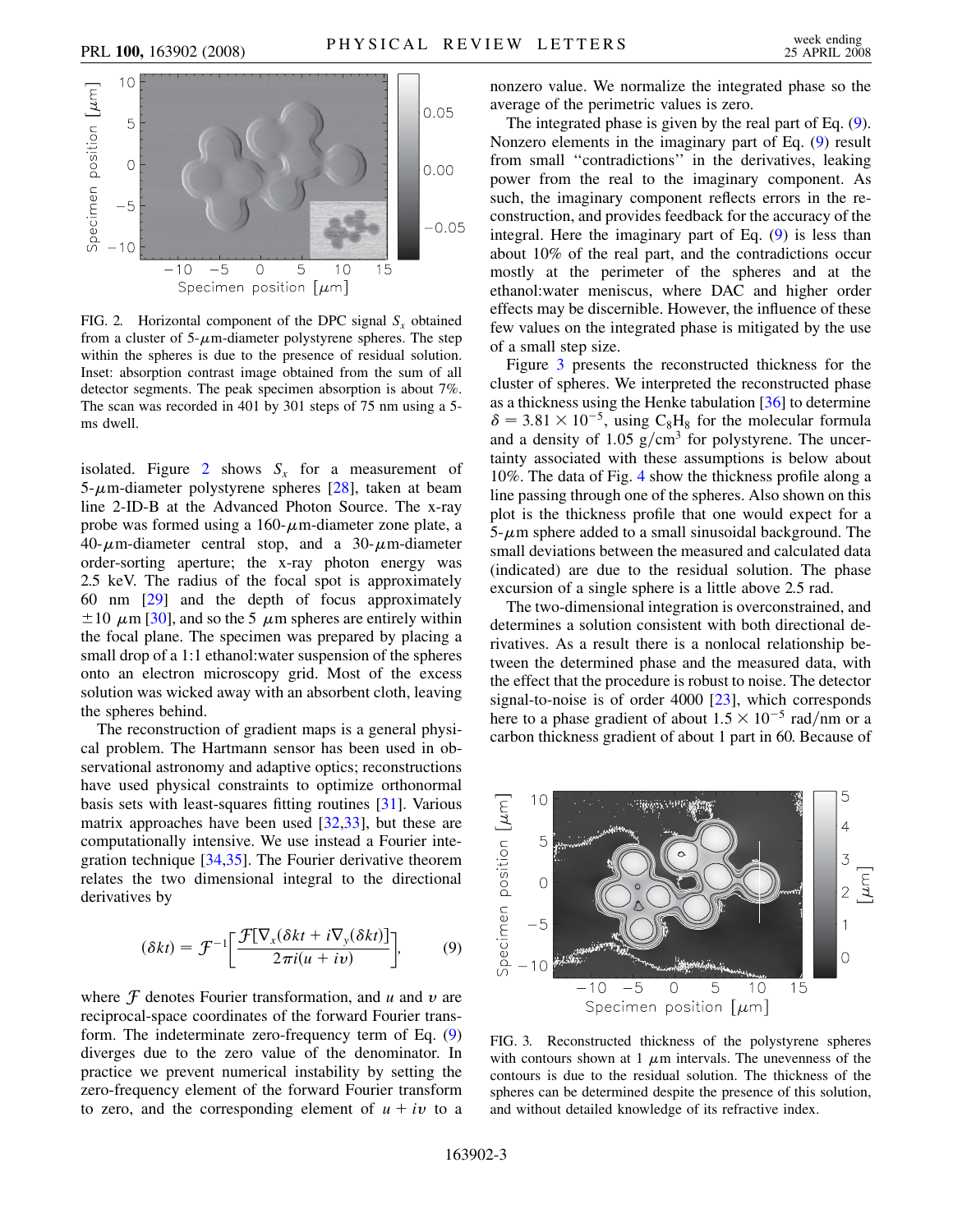FIG. 2. Horizontal component of the DPC signal $S_x$ obtained from a cluster of 5-$\mu$m-diameter polystyrene spheres. The step within the spheres is due to the presence of residual solution. Inset: absorption contrast image obtained from the sum of all detector segments. The peak specimen absorption is about 7%. The scan was recorded in 401 by 301 steps of 75 nm using a 5-ms dwell.

isolated. Figure 2 shows $S_x$ for a measurement of 5-$\mu$m-diameter polystyrene spheres [28], taken at beam line 2-ID-B at the Advanced Photon Source. The x-ray probe was formed using a 160-$\mu$m-diameter zone plate, a 40-$\mu$m-diameter central stop, and a 30-$\mu$m-diameter order-sorting aperture; the x-ray photon energy was 2.5 keV. The radius of the focal spot is approximately 60 nm [29] and the depth of focus approximately $\pm 10\ \mu$m [30], and so the 5 $\mu$m spheres are entirely within the focal plane. The specimen was prepared by placing a small drop of a 1:1 ethanol:water suspension of the spheres onto an electron microscopy grid. Most of the excess solution was wicked away with an absorbent cloth, leaving the spheres behind.

The reconstruction of gradient maps is a general physical problem. The Hartmann sensor has been used in observational astronomy and adaptive optics; reconstructions have used physical constraints to optimize orthonormal basis sets with least-squares fitting routines [31]. Various matrix approaches have been used [32,33], but these are computationally intensive. We use instead a Fourier integration technique [34,35]. The Fourier derivative theorem relates the two dimensional integral to the directional derivatives by

$$(\delta kt) = \mathcal{F}^{-1}\left[\frac{\mathcal{F}[\nabla_x(\delta kt + i\nabla_y(\delta kt)]}{2\pi i(u + iv)}\right], \tag{9}$$

where $\mathcal{F}$ denotes Fourier transformation, and $u$ and $v$ are reciprocal-space coordinates of the forward Fourier transform. The indeterminate zero-frequency term of Eq. (9) diverges due to the zero value of the denominator. In practice we prevent numerical instability by setting the zero-frequency element of the forward Fourier transform to zero, and the corresponding element of $u + iv$ to a nonzero value. We normalize the integrated phase so the average of the perimetric values is zero.

The integrated phase is given by the real part of Eq. (9). Nonzero elements in the imaginary part of Eq. (9) result from small "contradictions" in the derivatives, leaking power from the real to the imaginary component. As such, the imaginary component reflects errors in the reconstruction, and provides feedback for the accuracy of the integral. Here the imaginary part of Eq. (9) is less than about 10% of the real part, and the contradictions occur mostly at the perimeter of the spheres and at the ethanol:water meniscus, where DAC and higher order effects may be discernible. However, the influence of these few values on the integrated phase is mitigated by the use of a small step size.

Figure 3 presents the reconstructed thickness for the cluster of spheres. We interpreted the reconstructed phase as a thickness using the Henke tabulation [36] to determine $\delta = 3.81 \times 10^{-5}$, using $C_8H_8$ for the molecular formula and a density of 1.05 $\mathrm{g/cm^3}$ for polystyrene. The uncertainty associated with these assumptions is below about 10%. The data of Fig. 4 show the thickness profile along a line passing through one of the spheres. Also shown on this plot is the thickness profile that one would expect for a 5-$\mu$m sphere added to a small sinusoidal background. The small deviations between the measured and calculated data (indicated) are due to the residual solution. The phase excursion of a single sphere is a little above 2.5 rad.

The two-dimensional integration is overconstrained, and determines a solution consistent with both directional derivatives. As a result there is a nonlocal relationship between the determined phase and the measured data, with the effect that the procedure is robust to noise. The detector signal-to-noise is of order 4000 [23], which corresponds here to a phase gradient of about $1.5 \times 10^{-5}$ rad/nm or a carbon thickness gradient of about 1 part in 60. Because of

FIG. 3. Reconstructed thickness of the polystyrene spheres with contours shown at 1 $\mu$m intervals. The unevenness of the contours is due to the residual solution. The thickness of the spheres can be determined despite the presence of this solution, and without detailed knowledge of its refractive index.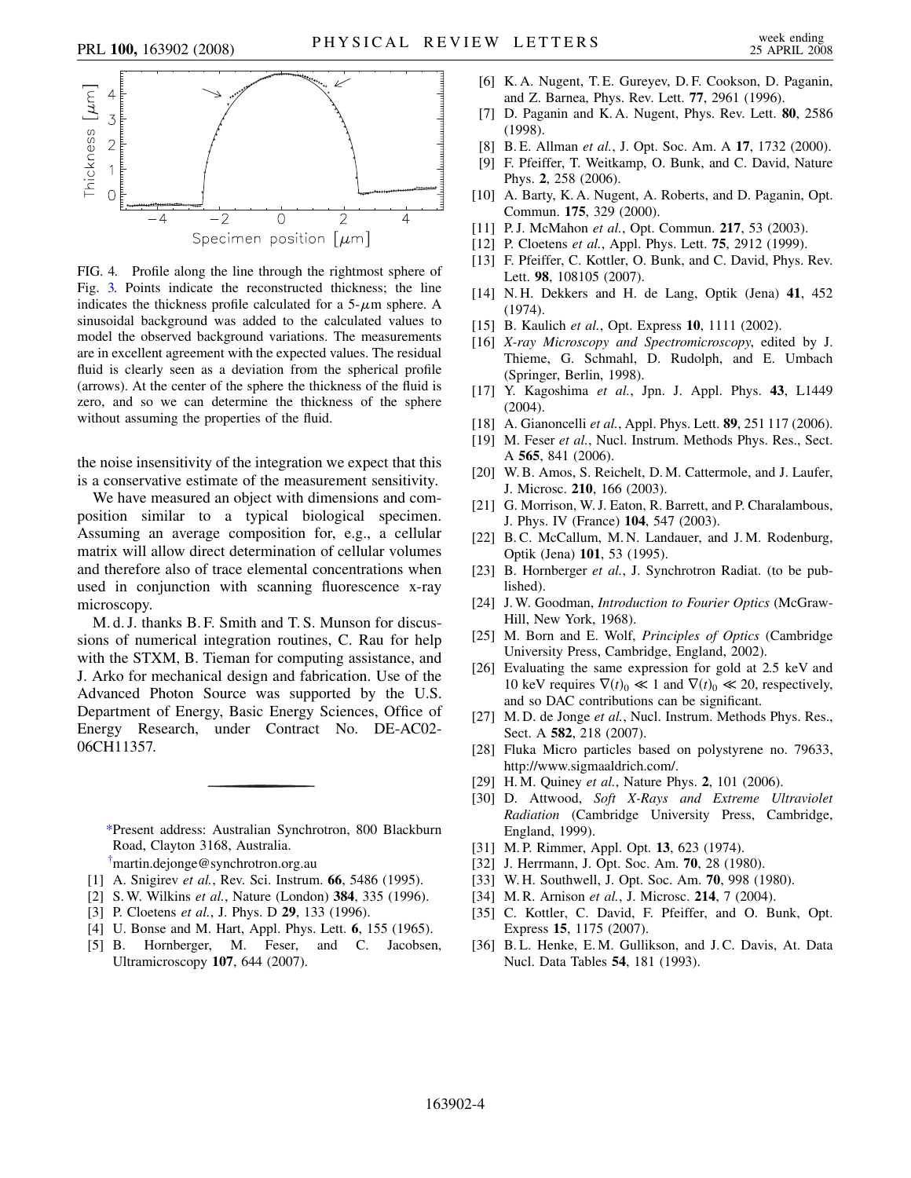Thickness [μm]

4

3

2

1

0

−4 −2 0 2 4

Specimen position [μm]

FIG. 4. Profile along the line through the rightmost sphere of Fig. 3. Points indicate the reconstructed thickness; the line indicates the thickness profile calculated for a 5-$\mu$m sphere. A sinusoidal background was added to the calculated values to model the observed background variations. The measurements are in excellent agreement with the expected values. The residual fluid is clearly seen as a deviation from the spherical profile (arrows). At the center of the sphere the thickness of the fluid is zero, and so we can determine the thickness of the sphere without assuming the properties of the fluid.

the noise insensitivity of the integration we expect that this is a conservative estimate of the measurement sensitivity.

We have measured an object with dimensions and composition similar to a typical biological specimen. Assuming an average composition for, e.g., a cellular matrix will allow direct determination of cellular volumes and therefore also of trace elemental concentrations when used in conjunction with scanning fluorescence x-ray microscopy.

M. d. J. thanks B. F. Smith and T. S. Munson for discussions of numerical integration routines, C. Rau for help with the STXM, B. Tieman for computing assistance, and J. Arko for mechanical design and fabrication. Use of the Advanced Photon Source was supported by the U.S. Department of Energy, Basic Energy Sciences, Office of Energy Research, under Contract No. DE-AC02-06CH11357.

---

*Present address: Australian Synchrotron, 800 Blackburn Road, Clayton 3168, Australia.

†martin.dejonge@synchrotron.org.au

[1] A. Snigirev *et al.*, Rev. Sci. Instrum. **66**, 5486 (1995).

[2] S. W. Wilkins *et al.*, Nature (London) **384**, 335 (1996).

[3] P. Cloetens *et al.*, J. Phys. D **29**, 133 (1996).

[4] U. Bonse and M. Hart, Appl. Phys. Lett. **6**, 155 (1965).

[5] B. Hornberger, M. Feser, and C. Jacobsen, Ultramicroscopy **107**, 644 (2007).

[6] K. A. Nugent, T. E. Gureyev, D. F. Cookson, D. Paganin, and Z. Barnea, Phys. Rev. Lett. **77**, 2961 (1996).

[7] D. Paganin and K. A. Nugent, Phys. Rev. Lett. **80**, 2586 (1998).

[8] B. E. Allman *et al.*, J. Opt. Soc. Am. A **17**, 1732 (2000).

[9] F. Pfeiffer, T. Weitkamp, O. Bunk, and C. David, Nature Phys. **2**, 258 (2006).

[10] A. Barty, K. A. Nugent, A. Roberts, and D. Paganin, Opt. Commun. **175**, 329 (2000).

[11] P. J. McMahon *et al.*, Opt. Commun. **217**, 53 (2003).

[12] P. Cloetens *et al.*, Appl. Phys. Lett. **75**, 2912 (1999).

[13] F. Pfeiffer, C. Kottler, O. Bunk, and C. David, Phys. Rev. Lett. **98**, 108105 (2007).

[14] N. H. Dekkers and H. de Lang, Optik (Jena) **41**, 452 (1974).

[15] B. Kaulich *et al.*, Opt. Express **10**, 1111 (2002).

[16] *X-ray Microscopy and Spectromicroscopy*, edited by J. Thieme, G. Schmahl, D. Rudolph, and E. Umbach (Springer, Berlin, 1998).

[17] Y. Kagoshima *et al.*, Jpn. J. Appl. Phys. **43**, L1449 (2004).

[18] A. Gianoncelli *et al.*, Appl. Phys. Lett. **89**, 251 117 (2006).

[19] M. Feser *et al.*, Nucl. Instrum. Methods Phys. Res., Sect. A **565**, 841 (2006).

[20] W. B. Amos, S. Reichelt, D. M. Cattermole, and J. Laufer, J. Microsc. **210**, 166 (2003).

[21] G. Morrison, W. J. Eaton, R. Barrett, and P. Charalambous, J. Phys. IV (France) **104**, 547 (2003).

[22] B. C. McCallum, M. N. Landauer, and J. M. Rodenburg, Optik (Jena) **101**, 53 (1995).

[23] B. Hornberger *et al.*, J. Synchrotron Radiat. (to be published).

[24] J. W. Goodman, *Introduction to Fourier Optics* (McGraw-Hill, New York, 1968).

[25] M. Born and E. Wolf, *Principles of Optics* (Cambridge University Press, Cambridge, England, 2002).

[26] Evaluating the same expression for gold at 2.5 keV and 10 keV requires $\nabla(t)_0 \ll 1$ and $\nabla(t)_0 \ll 20$, respectively, and so DAC contributions can be significant.

[27] M. D. de Jonge *et al.*, Nucl. Instrum. Methods Phys. Res., Sect. A **582**, 218 (2007).

[28] Fluka Micro particles based on polystyrene no. 79633, http://www.sigmaaldrich.com/.

[29] H. M. Quiney *et al.*, Nature Phys. **2**, 101 (2006).

[30] D. Attwood, *Soft X-Rays and Extreme Ultraviolet Radiation* (Cambridge University Press, Cambridge, England, 1999).

[31] M. P. Rimmer, Appl. Opt. **13**, 623 (1974).

[32] J. Herrmann, J. Opt. Soc. Am. **70**, 28 (1980).

[33] W. H. Southwell, J. Opt. Soc. Am. **70**, 998 (1980).

[34] M. R. Arnison *et al.*, J. Microsc. **214**, 7 (2004).

[35] C. Kottler, C. David, F. Pfeiffer, and O. Bunk, Opt. Express **15**, 1175 (2007).

[36] B. L. Henke, E. M. Gullikson, and J. C. Davis, At. Data Nucl. Data Tables **54**, 181 (1993).